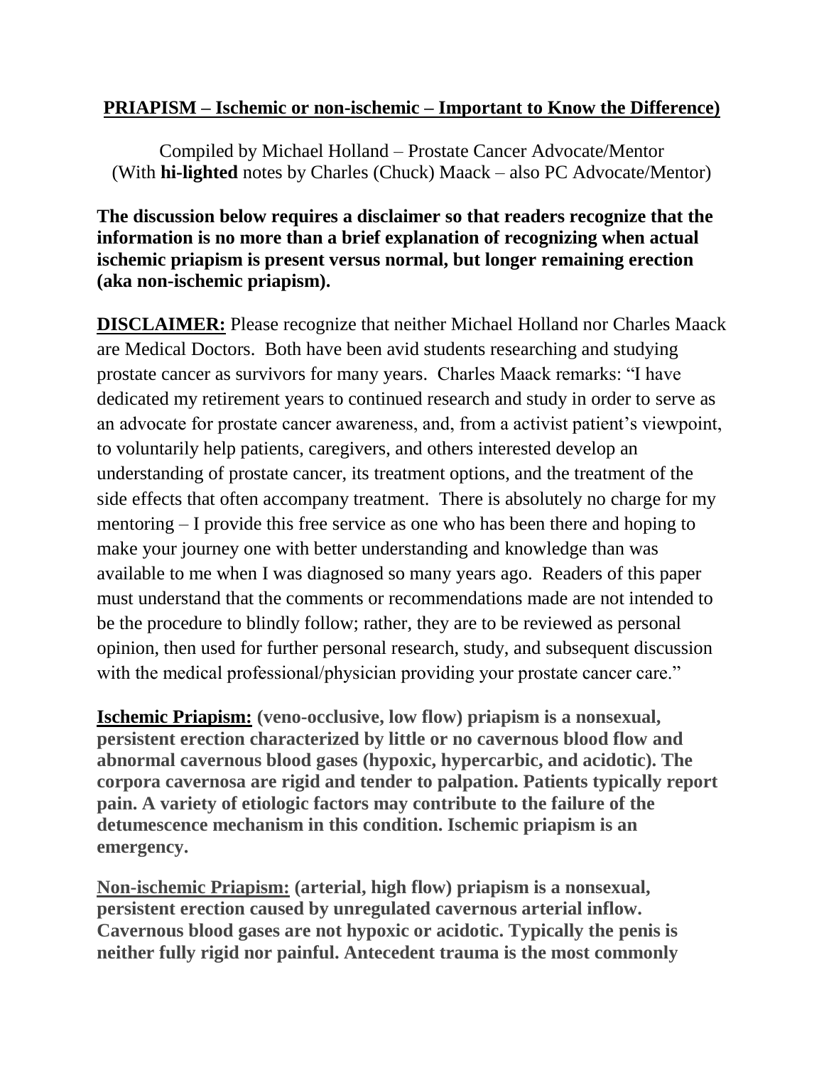## **PRIAPISM – Ischemic or non-ischemic – Important to Know the Difference)**

Compiled by Michael Holland – Prostate Cancer Advocate/Mentor
(With **hi-lighted** notes by Charles (Chuck) Maack – also PC Advocate/Mentor)

**The discussion below requires a disclaimer so that readers recognize that the information is no more than a brief explanation of recognizing when actual ischemic priapism is present versus normal, but longer remaining erection (aka non-ischemic priapism).**

**DISCLAIMER:** Please recognize that neither Michael Holland nor Charles Maack are Medical Doctors. Both have been avid students researching and studying prostate cancer as survivors for many years. Charles Maack remarks: "I have dedicated my retirement years to continued research and study in order to serve as an advocate for prostate cancer awareness, and, from a activist patient's viewpoint, to voluntarily help patients, caregivers, and others interested develop an understanding of prostate cancer, its treatment options, and the treatment of the side effects that often accompany treatment. There is absolutely no charge for my mentoring – I provide this free service as one who has been there and hoping to make your journey one with better understanding and knowledge than was available to me when I was diagnosed so many years ago. Readers of this paper must understand that the comments or recommendations made are not intended to be the procedure to blindly follow; rather, they are to be reviewed as personal opinion, then used for further personal research, study, and subsequent discussion with the medical professional/physician providing your prostate cancer care."

**Ischemic Priapism: (veno-occlusive, low flow) priapism is a nonsexual, persistent erection characterized by little or no cavernous blood flow and abnormal cavernous blood gases (hypoxic, hypercarbic, and acidotic). The corpora cavernosa are rigid and tender to palpation. Patients typically report pain. A variety of etiologic factors may contribute to the failure of the detumescence mechanism in this condition. Ischemic priapism is an emergency.**

**Non-ischemic Priapism: (arterial, high flow) priapism is a nonsexual, persistent erection caused by unregulated cavernous arterial inflow. Cavernous blood gases are not hypoxic or acidotic. Typically the penis is neither fully rigid nor painful. Antecedent trauma is the most commonly**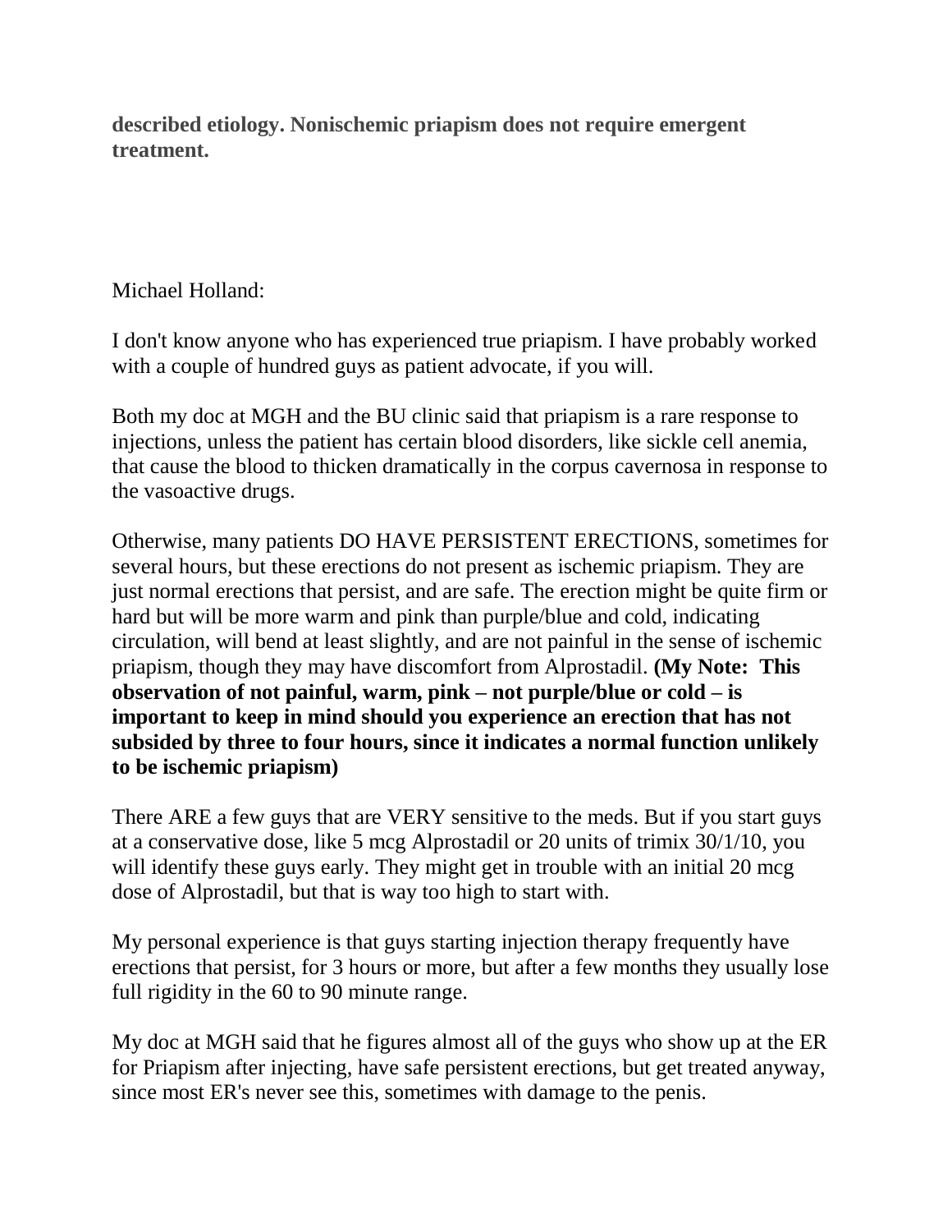**described etiology. Nonischemic priapism does not require emergent treatment.**

Michael Holland:

I don't know anyone who has experienced true priapism. I have probably worked with a couple of hundred guys as patient advocate, if you will.

Both my doc at MGH and the BU clinic said that priapism is a rare response to injections, unless the patient has certain blood disorders, like sickle cell anemia, that cause the blood to thicken dramatically in the corpus cavernosa in response to the vasoactive drugs.

Otherwise, many patients DO HAVE PERSISTENT ERECTIONS, sometimes for several hours, but these erections do not present as ischemic priapism. They are just normal erections that persist, and are safe. The erection might be quite firm or hard but will be more warm and pink than purple/blue and cold, indicating circulation, will bend at least slightly, and are not painful in the sense of ischemic priapism, though they may have discomfort from Alprostadil. **(My Note: This observation of not painful, warm, pink – not purple/blue or cold – is important to keep in mind should you experience an erection that has not subsided by three to four hours, since it indicates a normal function unlikely to be ischemic priapism)**

There ARE a few guys that are VERY sensitive to the meds. But if you start guys at a conservative dose, like 5 mcg Alprostadil or 20 units of trimix 30/1/10, you will identify these guys early. They might get in trouble with an initial 20 mcg dose of Alprostadil, but that is way too high to start with.

My personal experience is that guys starting injection therapy frequently have erections that persist, for 3 hours or more, but after a few months they usually lose full rigidity in the 60 to 90 minute range.

My doc at MGH said that he figures almost all of the guys who show up at the ER for Priapism after injecting, have safe persistent erections, but get treated anyway, since most ER's never see this, sometimes with damage to the penis.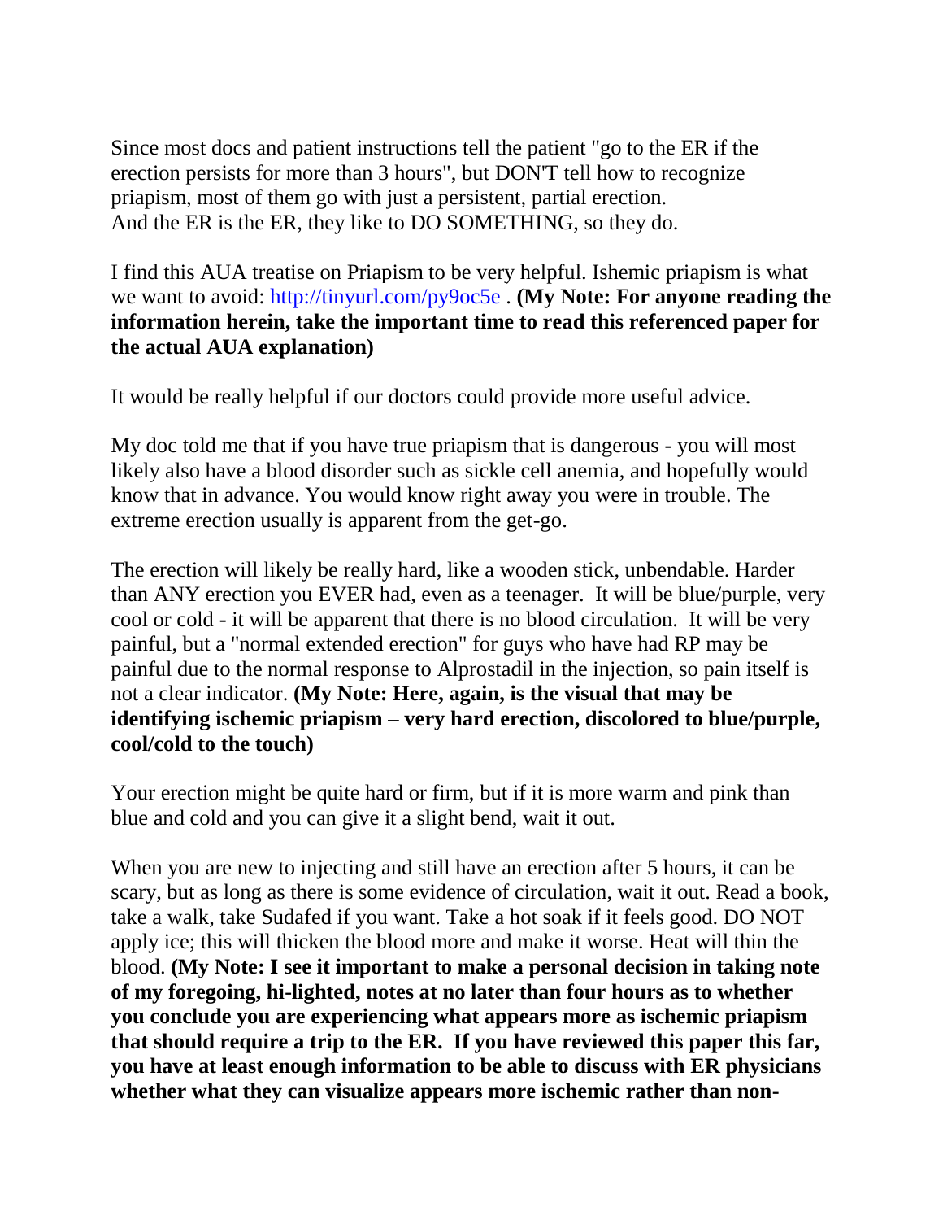Since most docs and patient instructions tell the patient "go to the ER if the erection persists for more than 3 hours", but DON'T tell how to recognize priapism, most of them go with just a persistent, partial erection. And the ER is the ER, they like to DO SOMETHING, so they do.

I find this AUA treatise on Priapism to be very helpful. Ishemic priapism is what we want to avoid: http://tinyurl.com/py9oc5e . **(My Note: For anyone reading the information herein, take the important time to read this referenced paper for the actual AUA explanation)**

It would be really helpful if our doctors could provide more useful advice.

My doc told me that if you have true priapism that is dangerous - you will most likely also have a blood disorder such as sickle cell anemia, and hopefully would know that in advance. You would know right away you were in trouble. The extreme erection usually is apparent from the get-go.

The erection will likely be really hard, like a wooden stick, unbendable. Harder than ANY erection you EVER had, even as a teenager. It will be blue/purple, very cool or cold - it will be apparent that there is no blood circulation. It will be very painful, but a "normal extended erection" for guys who have had RP may be painful due to the normal response to Alprostadil in the injection, so pain itself is not a clear indicator. **(My Note: Here, again, is the visual that may be identifying ischemic priapism – very hard erection, discolored to blue/purple, cool/cold to the touch)**

Your erection might be quite hard or firm, but if it is more warm and pink than blue and cold and you can give it a slight bend, wait it out.

When you are new to injecting and still have an erection after 5 hours, it can be scary, but as long as there is some evidence of circulation, wait it out. Read a book, take a walk, take Sudafed if you want. Take a hot soak if it feels good. DO NOT apply ice; this will thicken the blood more and make it worse. Heat will thin the blood. **(My Note: I see it important to make a personal decision in taking note of my foregoing, hi-lighted, notes at no later than four hours as to whether you conclude you are experiencing what appears more as ischemic priapism that should require a trip to the ER. If you have reviewed this paper this far, you have at least enough information to be able to discuss with ER physicians whether what they can visualize appears more ischemic rather than non-**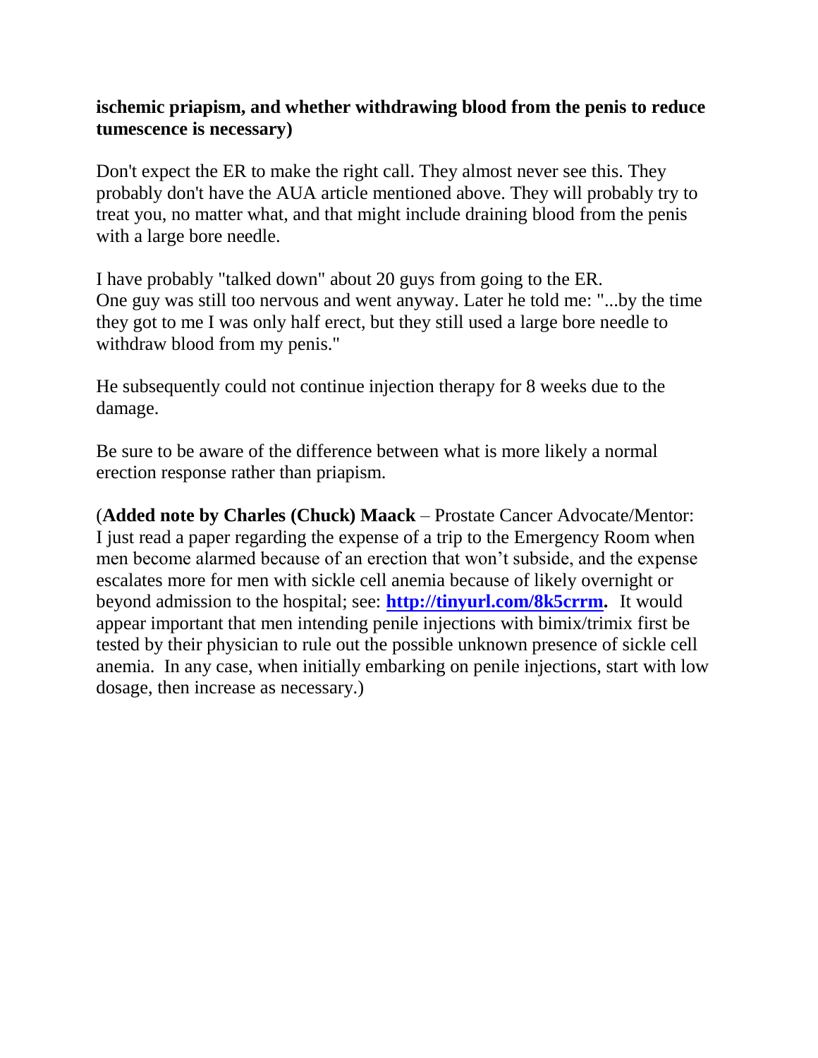**ischemic priapism, and whether withdrawing blood from the penis to reduce tumescence is necessary)**

Don't expect the ER to make the right call. They almost never see this. They probably don't have the AUA article mentioned above. They will probably try to treat you, no matter what, and that might include draining blood from the penis with a large bore needle.

I have probably "talked down" about 20 guys from going to the ER.
One guy was still too nervous and went anyway. Later he told me: "...by the time they got to me I was only half erect, but they still used a large bore needle to withdraw blood from my penis."

He subsequently could not continue injection therapy for 8 weeks due to the damage.

Be sure to be aware of the difference between what is more likely a normal erection response rather than priapism.

(**Added note by Charles (Chuck) Maack** – Prostate Cancer Advocate/Mentor: I just read a paper regarding the expense of a trip to the Emergency Room when men become alarmed because of an erection that won't subside, and the expense escalates more for men with sickle cell anemia because of likely overnight or beyond admission to the hospital; see: **http://tinyurl.com/8k5crrm.** It would appear important that men intending penile injections with bimix/trimix first be tested by their physician to rule out the possible unknown presence of sickle cell anemia. In any case, when initially embarking on penile injections, start with low dosage, then increase as necessary.)